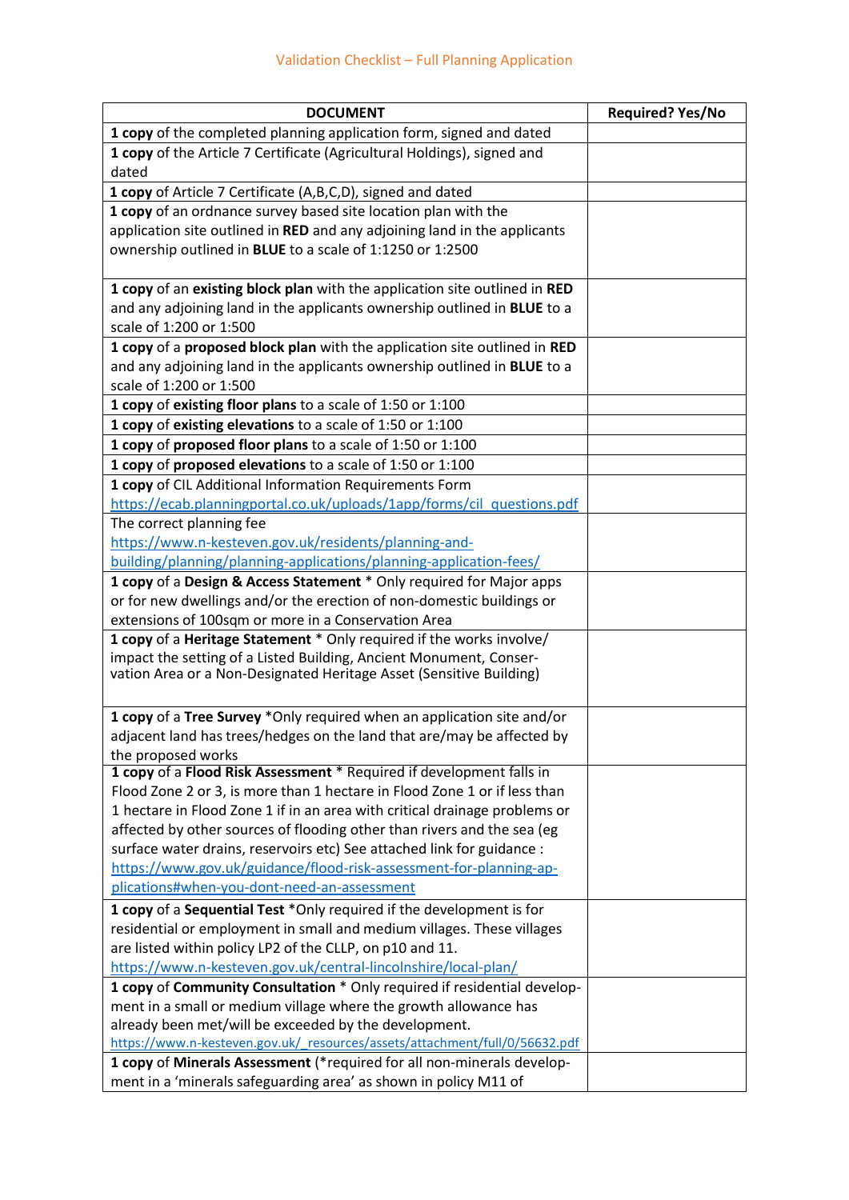# Validation Checklist – Full Planning Application

| DOCUMENT | Required? Yes/No |
|---|---|
| **1 copy** of the completed planning application form, signed and dated | |
| **1 copy** of the Article 7 Certificate (Agricultural Holdings), signed and dated | |
| **1 copy** of Article 7 Certificate (A,B,C,D), signed and dated | |
| **1 copy** of an ordnance survey based site location plan with the application site outlined in **RED** and any adjoining land in the applicants ownership outlined in **BLUE** to a scale of 1:1250 or 1:2500 | |
| **1 copy** of an **existing block plan** with the application site outlined in **RED** and any adjoining land in the applicants ownership outlined in **BLUE** to a scale of 1:200 or 1:500 | |
| **1 copy** of a **proposed block plan** with the application site outlined in **RED** and any adjoining land in the applicants ownership outlined in **BLUE** to a scale of 1:200 or 1:500 | |
| **1 copy** of **existing floor plans** to a scale of 1:50 or 1:100 | |
| **1 copy** of **existing elevations** to a scale of 1:50 or 1:100 | |
| **1 copy** of **proposed floor plans** to a scale of 1:50 or 1:100 | |
| **1 copy** of **proposed elevations** to a scale of 1:50 or 1:100 | |
| **1 copy** of CIL Additional Information Requirements Form https://ecab.planningportal.co.uk/uploads/1app/forms/cil_questions.pdf | |
| The correct planning fee https://www.n-kesteven.gov.uk/residents/planning-and-building/planning/planning-applications/planning-application-fees/ | |
| **1 copy** of a **Design & Access Statement** * Only required for Major apps or for new dwellings and/or the erection of non-domestic buildings or extensions of 100sqm or more in a Conservation Area | |
| **1 copy** of a **Heritage Statement** * Only required if the works involve/ impact the setting of a Listed Building, Ancient Monument, Conservation Area or a Non-Designated Heritage Asset (Sensitive Building) | |
| **1 copy** of a **Tree Survey** *Only required when an application site and/or adjacent land has trees/hedges on the land that are/may be affected by the proposed works | |
| **1 copy** of a **Flood Risk Assessment** * Required if development falls in Flood Zone 2 or 3, is more than 1 hectare in Flood Zone 1 or if less than 1 hectare in Flood Zone 1 if in an area with critical drainage problems or affected by other sources of flooding other than rivers and the sea (eg surface water drains, reservoirs etc) See attached link for guidance : https://www.gov.uk/guidance/flood-risk-assessment-for-planning-applications#when-you-dont-need-an-assessment | |
| **1 copy** of a **Sequential Test** *Only required if the development is for residential or employment in small and medium villages. These villages are listed within policy LP2 of the CLLP, on p10 and 11. https://www.n-kesteven.gov.uk/central-lincolnshire/local-plan/ | |
| **1 copy** of **Community Consultation** * Only required if residential development in a small or medium village where the growth allowance has already been met/will be exceeded by the development. https://www.n-kesteven.gov.uk/_resources/assets/attachment/full/0/56632.pdf | |
| **1 copy** of **Minerals Assessment** (*required for all non-minerals development in a 'minerals safeguarding area' as shown in policy M11 of | |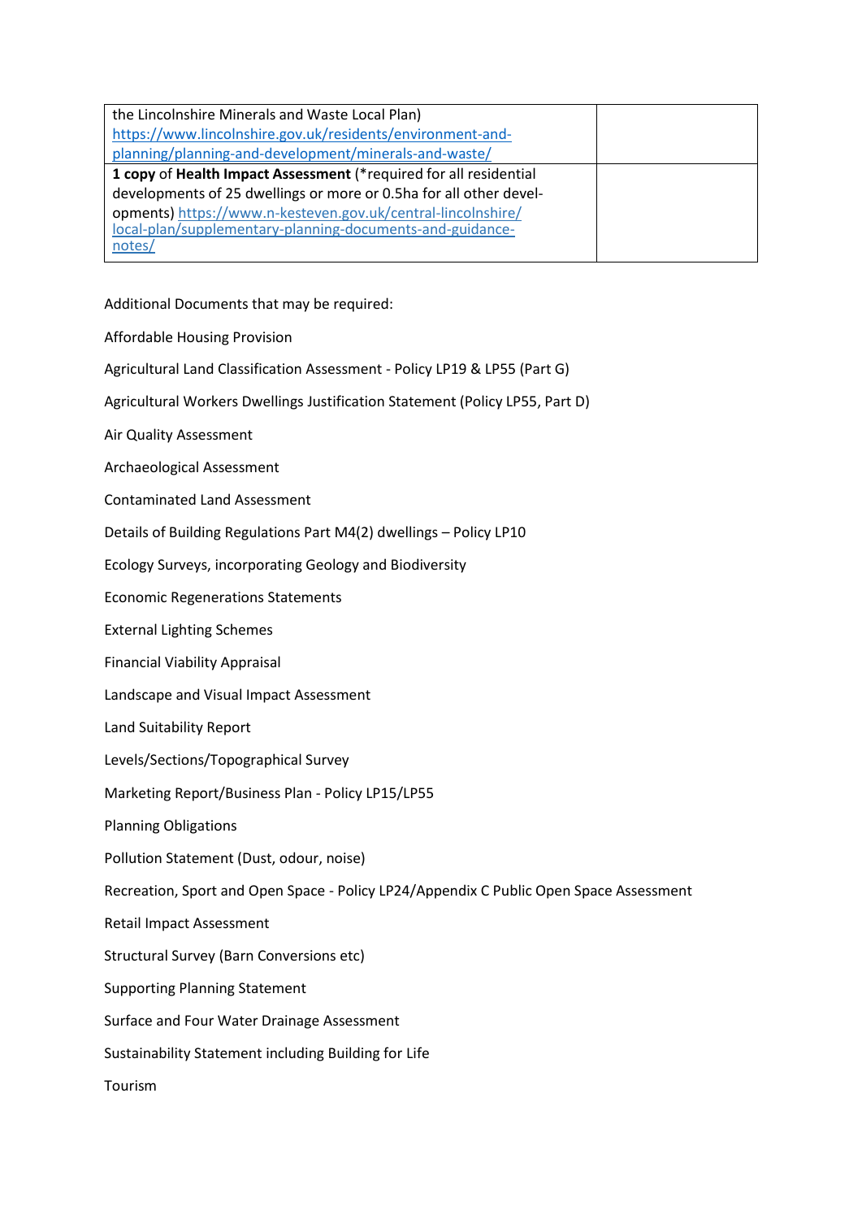| | |
|---|---|
| the Lincolnshire Minerals and Waste Local Plan) https://www.lincolnshire.gov.uk/residents/environment-and-planning/planning-and-development/minerals-and-waste/ | |
| **1 copy** of **Health Impact Assessment** (*required for all residential developments of 25 dwellings or more or 0.5ha for all other developments) https://www.n-kesteven.gov.uk/central-lincolnshire/local-plan/supplementary-planning-documents-and-guidance-notes/ | |

Additional Documents that may be required:

Affordable Housing Provision

Agricultural Land Classification Assessment - Policy LP19 & LP55 (Part G)

Agricultural Workers Dwellings Justification Statement (Policy LP55, Part D)

Air Quality Assessment

Archaeological Assessment

Contaminated Land Assessment

Details of Building Regulations Part M4(2) dwellings – Policy LP10

Ecology Surveys, incorporating Geology and Biodiversity

Economic Regenerations Statements

External Lighting Schemes

Financial Viability Appraisal

Landscape and Visual Impact Assessment

Land Suitability Report

Levels/Sections/Topographical Survey

Marketing Report/Business Plan - Policy LP15/LP55

Planning Obligations

Pollution Statement (Dust, odour, noise)

Recreation, Sport and Open Space - Policy LP24/Appendix C Public Open Space Assessment

Retail Impact Assessment

Structural Survey (Barn Conversions etc)

Supporting Planning Statement

Surface and Four Water Drainage Assessment

Sustainability Statement including Building for Life

Tourism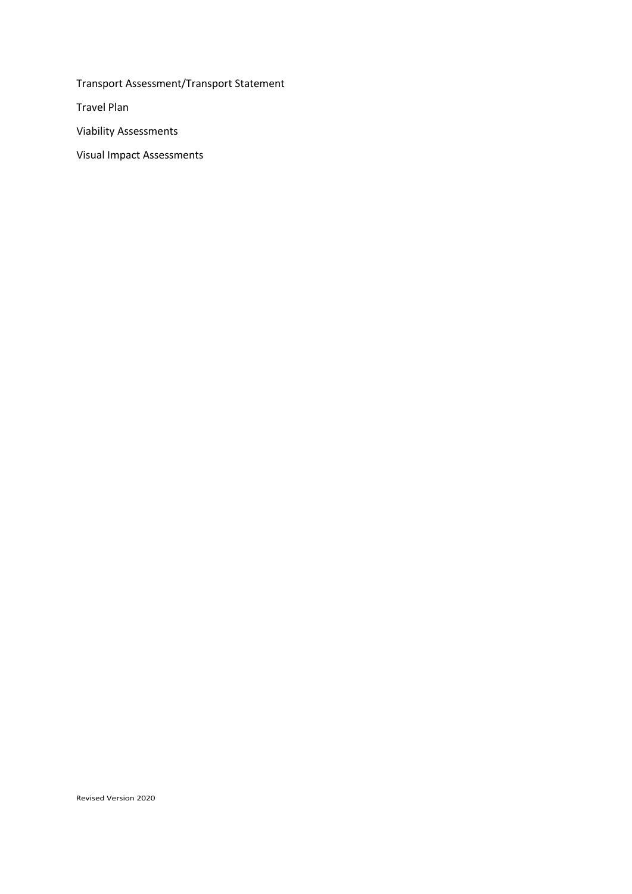Transport Assessment/Transport Statement

Travel Plan

Viability Assessments

Visual Impact Assessments

Revised Version 2020